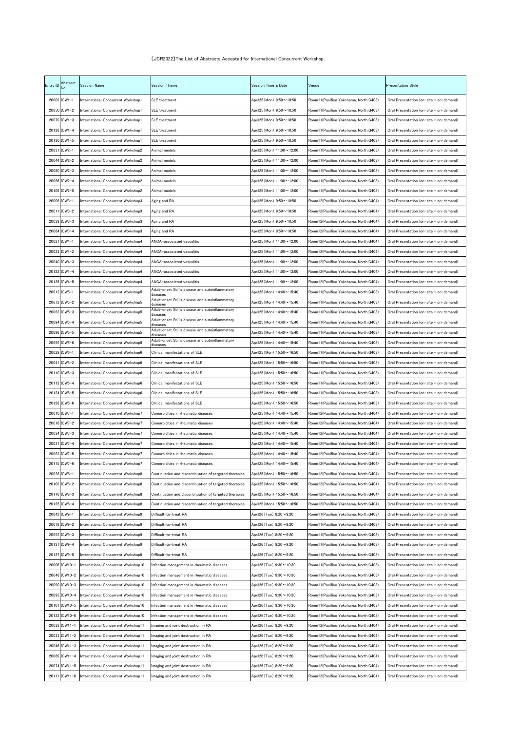[JCR2022]The List of Abstracts Accepted for International Concurrent Workshop

| Entry ID | Abstract No. | Session Name | Session Theme | Session Time & Date | Venue | Presentation Style |
|---|---|---|---|---|---|---|
| 20002 | ICW1-1 | International Concurrent Workshop1 | SLE treatment | April25(Mon) 9:50～10:50 | Room11(Pacifico Yokohama, North,G403) | Oral Presentation (on-site + on-demand) |
| 20050 | ICW1-2 | International Concurrent Workshop1 | SLE treatment | April25(Mon) 9:50～10:50 | Room11(Pacifico Yokohama, North,G403) | Oral Presentation (on-site + on-demand) |
| 20079 | ICW1-3 | International Concurrent Workshop1 | SLE treatment | April25(Mon) 9:50～10:50 | Room11(Pacifico Yokohama, North,G403) | Oral Presentation (on-site + on-demand) |
| 20128 | ICW1-4 | International Concurrent Workshop1 | SLE treatment | April25(Mon) 9:50～10:50 | Room11(Pacifico Yokohama, North,G403) | Oral Presentation (on-site + on-demand) |
| 20130 | ICW1-5 | International Concurrent Workshop1 | SLE treatment | April25(Mon) 9:50～10:50 | Room11(Pacifico Yokohama, North,G403) | Oral Presentation (on-site + on-demand) |
| 20031 | ICW2-1 | International Concurrent Workshop2 | Animal models | April25(Mon) 11:00～12:00 | Room11(Pacifico Yokohama, North,G403) | Oral Presentation (on-site + on-demand) |
| 20044 | ICW2-2 | International Concurrent Workshop2 | Animal models | April25(Mon) 11:00～12:00 | Room11(Pacifico Yokohama, North,G403) | Oral Presentation (on-site + on-demand) |
| 20080 | ICW2-3 | International Concurrent Workshop2 | Animal models | April25(Mon) 11:00～12:00 | Room11(Pacifico Yokohama, North,G403) | Oral Presentation (on-site + on-demand) |
| 20086 | ICW2-4 | International Concurrent Workshop2 | Animal models | April25(Mon) 11:00～12:00 | Room11(Pacifico Yokohama, North,G403) | Oral Presentation (on-site + on-demand) |
| 20105 | ICW2-5 | International Concurrent Workshop2 | Animal models | April25(Mon) 11:00～12:00 | Room11(Pacifico Yokohama, North,G403) | Oral Presentation (on-site + on-demand) |
| 20008 | ICW3-1 | International Concurrent Workshop3 | Aging and RA | April25(Mon) 9:50～10:50 | Room12(Pacifico Yokohama, North,G404) | Oral Presentation (on-site + on-demand) |
| 20011 | ICW3-2 | International Concurrent Workshop3 | Aging and RA | April25(Mon) 9:50～10:50 | Room12(Pacifico Yokohama, North,G404) | Oral Presentation (on-site + on-demand) |
| 20039 | ICW3-3 | International Concurrent Workshop3 | Aging and RA | April25(Mon) 9:50～10:50 | Room12(Pacifico Yokohama, North,G404) | Oral Presentation (on-site + on-demand) |
| 20064 | ICW3-4 | International Concurrent Workshop3 | Aging and RA | April25(Mon) 9:50～10:50 | Room12(Pacifico Yokohama, North,G404) | Oral Presentation (on-site + on-demand) |
| 20021 | ICW4-1 | International Concurrent Workshop4 | ANCA-associated vasculitis | April25(Mon) 11:00～12:00 | Room12(Pacifico Yokohama, North,G404) | Oral Presentation (on-site + on-demand) |
| 20023 | ICW4-2 | International Concurrent Workshop4 | ANCA-associated vasculitis | April25(Mon) 11:00～12:00 | Room12(Pacifico Yokohama, North,G404) | Oral Presentation (on-site + on-demand) |
| 20040 | ICW4-3 | International Concurrent Workshop4 | ANCA-associated vasculitis | April25(Mon) 11:00～12:00 | Room12(Pacifico Yokohama, North,G404) | Oral Presentation (on-site + on-demand) |
| 20122 | ICW4-4 | International Concurrent Workshop4 | ANCA-associated vasculitis | April25(Mon) 11:00～12:00 | Room12(Pacifico Yokohama, North,G404) | Oral Presentation (on-site + on-demand) |
| 20135 | ICW4-5 | International Concurrent Workshop4 | ANCA-associated vasculitis | April25(Mon) 11:00～12:00 | Room12(Pacifico Yokohama, North,G404) | Oral Presentation (on-site + on-demand) |
| 20012 | ICW5-1 | International Concurrent Workshop5 | Adult-onset Still's disease and autoinflammatory diseases | April25(Mon) 14:40～15:40 | Room11(Pacifico Yokohama, North,G403) | Oral Presentation (on-site + on-demand) |
| 20072 | ICW5-2 | International Concurrent Workshop5 | Adult-onset Still's disease and autoinflammatory diseases | April25(Mon) 14:40～15:40 | Room11(Pacifico Yokohama, North,G403) | Oral Presentation (on-site + on-demand) |
| 20083 | ICW5-3 | International Concurrent Workshop5 | Adult-onset Still's disease and autoinflammatory diseases | April25(Mon) 14:40～15:40 | Room11(Pacifico Yokohama, North,G403) | Oral Presentation (on-site + on-demand) |
| 20094 | ICW5-4 | International Concurrent Workshop5 | Adult-onset Still's disease and autoinflammatory diseases | April25(Mon) 14:40～15:40 | Room11(Pacifico Yokohama, North,G403) | Oral Presentation (on-site + on-demand) |
| 20096 | ICW5-5 | International Concurrent Workshop5 | Adult-onset Still's disease and autoinflammatory diseases | April25(Mon) 14:40～15:40 | Room11(Pacifico Yokohama, North,G403) | Oral Presentation (on-site + on-demand) |
| 20099 | ICW5-6 | International Concurrent Workshop5 | Adult-onset Still's disease and autoinflammatory diseases | April25(Mon) 14:40～15:40 | Room11(Pacifico Yokohama, North,G403) | Oral Presentation (on-site + on-demand) |
| 20029 | ICW6-1 | International Concurrent Workshop6 | Clinical manifestations of SLE | April25(Mon) 15:50～16:50 | Room11(Pacifico Yokohama, North,G403) | Oral Presentation (on-site + on-demand) |
| 20041 | ICW6-2 | International Concurrent Workshop6 | Clinical manifestations of SLE | April25(Mon) 15:50～16:50 | Room11(Pacifico Yokohama, North,G403) | Oral Presentation (on-site + on-demand) |
| 20110 | ICW6-3 | International Concurrent Workshop6 | Clinical manifestations of SLE | April25(Mon) 15:50～16:50 | Room11(Pacifico Yokohama, North,G403) | Oral Presentation (on-site + on-demand) |
| 20112 | ICW6-4 | International Concurrent Workshop6 | Clinical manifestations of SLE | April25(Mon) 15:50～16:50 | Room11(Pacifico Yokohama, North,G403) | Oral Presentation (on-site + on-demand) |
| 20124 | ICW6-5 | International Concurrent Workshop6 | Clinical manifestations of SLE | April25(Mon) 15:50～16:50 | Room11(Pacifico Yokohama, North,G403) | Oral Presentation (on-site + on-demand) |
| 20138 | ICW6-6 | International Concurrent Workshop6 | Clinical manifestations of SLE | April25(Mon) 15:50～16:50 | Room11(Pacifico Yokohama, North,G403) | Oral Presentation (on-site + on-demand) |
| 20010 | ICW7-1 | International Concurrent Workshop7 | Comorbidities in rheumatic diseases | April25(Mon) 14:40～15:40 | Room12(Pacifico Yokohama, North,G404) | Oral Presentation (on-site + on-demand) |
| 20018 | ICW7-2 | International Concurrent Workshop7 | Comorbidities in rheumatic diseases | April25(Mon) 14:40～15:40 | Room12(Pacifico Yokohama, North,G404) | Oral Presentation (on-site + on-demand) |
| 20034 | ICW7-3 | International Concurrent Workshop7 | Comorbidities in rheumatic diseases | April25(Mon) 14:40～15:40 | Room12(Pacifico Yokohama, North,G404) | Oral Presentation (on-site + on-demand) |
| 20037 | ICW7-4 | International Concurrent Workshop7 | Comorbidities in rheumatic diseases | April25(Mon) 14:40～15:40 | Room12(Pacifico Yokohama, North,G404) | Oral Presentation (on-site + on-demand) |
| 20082 | ICW7-5 | International Concurrent Workshop7 | Comorbidities in rheumatic diseases | April25(Mon) 14:40～15:40 | Room12(Pacifico Yokohama, North,G404) | Oral Presentation (on-site + on-demand) |
| 20115 | ICW7-6 | International Concurrent Workshop7 | Comorbidities in rheumatic diseases | April25(Mon) 14:40～15:40 | Room12(Pacifico Yokohama, North,G404) | Oral Presentation (on-site + on-demand) |
| 20028 | ICW8-1 | International Concurrent Workshop8 | Continuation and discontinuation of targeted therapies | April25(Mon) 15:50～16:50 | Room12(Pacifico Yokohama, North,G404) | Oral Presentation (on-site + on-demand) |
| 20103 | ICW8-2 | International Concurrent Workshop8 | Continuation and discontinuation of targeted therapies | April25(Mon) 15:50～16:50 | Room12(Pacifico Yokohama, North,G404) | Oral Presentation (on-site + on-demand) |
| 20116 | ICW8-3 | International Concurrent Workshop8 | Continuation and discontinuation of targeted therapies | April25(Mon) 15:50～16:50 | Room12(Pacifico Yokohama, North,G404) | Oral Presentation (on-site + on-demand) |
| 20125 | ICW8-4 | International Concurrent Workshop8 | Continuation and discontinuation of targeted therapies | April25(Mon) 15:50～16:50 | Room12(Pacifico Yokohama, North,G404) | Oral Presentation (on-site + on-demand) |
| 20042 | ICW9-1 | International Concurrent Workshop9 | Difficult-to-treat RA | April26(Tue) 8:20～9:20 | Room11(Pacifico Yokohama, North,G403) | Oral Presentation (on-site + on-demand) |
| 20078 | ICW9-2 | International Concurrent Workshop9 | Difficult-to-treat RA | April26(Tue) 8:20～9:20 | Room11(Pacifico Yokohama, North,G403) | Oral Presentation (on-site + on-demand) |
| 20092 | ICW9-3 | International Concurrent Workshop9 | Difficult-to-treat RA | April26(Tue) 8:20～9:20 | Room11(Pacifico Yokohama, North,G403) | Oral Presentation (on-site + on-demand) |
| 20131 | ICW9-4 | International Concurrent Workshop9 | Difficult-to-treat RA | April26(Tue) 8:20～9:20 | Room11(Pacifico Yokohama, North,G403) | Oral Presentation (on-site + on-demand) |
| 20137 | ICW9-5 | International Concurrent Workshop9 | Difficult-to-treat RA | April26(Tue) 8:20～9:20 | Room11(Pacifico Yokohama, North,G403) | Oral Presentation (on-site + on-demand) |
| 20006 | ICW10-1 | International Concurrent Workshop10 | Infection management in rheumatic diseases | April26(Tue) 9:30～10:30 | Room11(Pacifico Yokohama, North,G403) | Oral Presentation (on-site + on-demand) |
| 20048 | ICW10-2 | International Concurrent Workshop10 | Infection management in rheumatic diseases | April26(Tue) 9:30～10:30 | Room11(Pacifico Yokohama, North,G403) | Oral Presentation (on-site + on-demand) |
| 20090 | ICW10-3 | International Concurrent Workshop10 | Infection management in rheumatic diseases | April26(Tue) 9:30～10:30 | Room11(Pacifico Yokohama, North,G403) | Oral Presentation (on-site + on-demand) |
| 20093 | ICW10-4 | International Concurrent Workshop10 | Infection management in rheumatic diseases | April26(Tue) 9:30～10:30 | Room11(Pacifico Yokohama, North,G403) | Oral Presentation (on-site + on-demand) |
| 20101 | ICW10-5 | International Concurrent Workshop10 | Infection management in rheumatic diseases | April26(Tue) 9:30～10:30 | Room11(Pacifico Yokohama, North,G403) | Oral Presentation (on-site + on-demand) |
| 20132 | ICW10-6 | International Concurrent Workshop10 | Infection management in rheumatic diseases | April26(Tue) 9:30～10:30 | Room11(Pacifico Yokohama, North,G403) | Oral Presentation (on-site + on-demand) |
| 20032 | ICW11-1 | International Concurrent Workshop11 | Imaging and joint destruction in RA | April26(Tue) 8:20～9:20 | Room12(Pacifico Yokohama, North,G404) | Oral Presentation (on-site + on-demand) |
| 20033 | ICW11-2 | International Concurrent Workshop11 | Imaging and joint destruction in RA | April26(Tue) 8:20～9:20 | Room12(Pacifico Yokohama, North,G404) | Oral Presentation (on-site + on-demand) |
| 20046 | ICW11-3 | International Concurrent Workshop11 | Imaging and joint destruction in RA | April26(Tue) 8:20～9:20 | Room12(Pacifico Yokohama, North,G404) | Oral Presentation (on-site + on-demand) |
| 20069 | ICW11-4 | International Concurrent Workshop11 | Imaging and joint destruction in RA | April26(Tue) 8:20～9:20 | Room12(Pacifico Yokohama, North,G404) | Oral Presentation (on-site + on-demand) |
| 20074 | ICW11-5 | International Concurrent Workshop11 | Imaging and joint destruction in RA | April26(Tue) 8:20～9:20 | Room12(Pacifico Yokohama, North,G404) | Oral Presentation (on-site + on-demand) |
| 20111 | ICW11-6 | International Concurrent Workshop11 | Imaging and joint destruction in RA | April26(Tue) 8:20～9:20 | Room12(Pacifico Yokohama, North,G404) | Oral Presentation (on-site + on-demand) |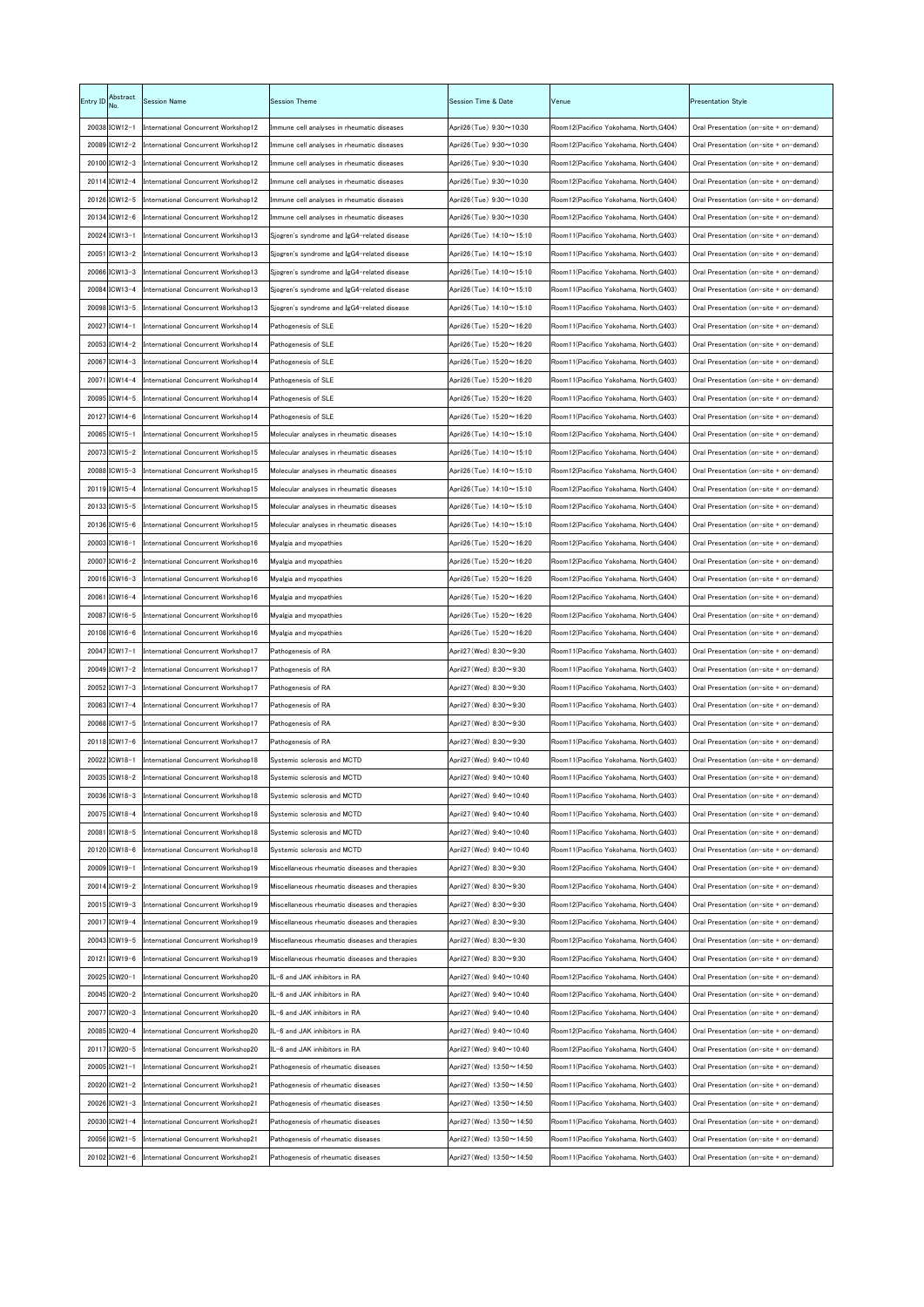| Entry ID | Abstract No. | Session Name | Session Theme | Session Time & Date | Venue | Presentation Style |
|---|---|---|---|---|---|---|
| 20038 | ICW12-1 | International Concurrent Workshop12 | Immune cell analyses in rheumatic diseases | April26(Tue) 9:30～10:30 | Room12(Pacifico Yokohama, North,G404) | Oral Presentation (on-site + on-demand) |
| 20089 | ICW12-2 | International Concurrent Workshop12 | Immune cell analyses in rheumatic diseases | April26(Tue) 9:30～10:30 | Room12(Pacifico Yokohama, North,G404) | Oral Presentation (on-site + on-demand) |
| 20100 | ICW12-3 | International Concurrent Workshop12 | Immune cell analyses in rheumatic diseases | April26(Tue) 9:30～10:30 | Room12(Pacifico Yokohama, North,G404) | Oral Presentation (on-site + on-demand) |
| 20114 | ICW12-4 | International Concurrent Workshop12 | Immune cell analyses in rheumatic diseases | April26(Tue) 9:30～10:30 | Room12(Pacifico Yokohama, North,G404) | Oral Presentation (on-site + on-demand) |
| 20126 | ICW12-5 | International Concurrent Workshop12 | Immune cell analyses in rheumatic diseases | April26(Tue) 9:30～10:30 | Room12(Pacifico Yokohama, North,G404) | Oral Presentation (on-site + on-demand) |
| 20134 | ICW12-6 | International Concurrent Workshop12 | Immune cell analyses in rheumatic diseases | April26(Tue) 9:30～10:30 | Room12(Pacifico Yokohama, North,G404) | Oral Presentation (on-site + on-demand) |
| 20024 | ICW13-1 | International Concurrent Workshop13 | Sjogren's syndrome and IgG4-related disease | April26(Tue) 14:10～15:10 | Room11(Pacifico Yokohama, North,G403) | Oral Presentation (on-site + on-demand) |
| 20051 | ICW13-2 | International Concurrent Workshop13 | Sjogren's syndrome and IgG4-related disease | April26(Tue) 14:10～15:10 | Room11(Pacifico Yokohama, North,G403) | Oral Presentation (on-site + on-demand) |
| 20066 | ICW13-3 | International Concurrent Workshop13 | Sjogren's syndrome and IgG4-related disease | April26(Tue) 14:10～15:10 | Room11(Pacifico Yokohama, North,G403) | Oral Presentation (on-site + on-demand) |
| 20084 | ICW13-4 | International Concurrent Workshop13 | Sjogren's syndrome and IgG4-related disease | April26(Tue) 14:10～15:10 | Room11(Pacifico Yokohama, North,G403) | Oral Presentation (on-site + on-demand) |
| 20098 | ICW13-5 | International Concurrent Workshop13 | Sjogren's syndrome and IgG4-related disease | April26(Tue) 14:10～15:10 | Room11(Pacifico Yokohama, North,G403) | Oral Presentation (on-site + on-demand) |
| 20027 | ICW14-1 | International Concurrent Workshop14 | Pathogenesis of SLE | April26(Tue) 15:20～16:20 | Room11(Pacifico Yokohama, North,G403) | Oral Presentation (on-site + on-demand) |
| 20053 | ICW14-2 | International Concurrent Workshop14 | Pathogenesis of SLE | April26(Tue) 15:20～16:20 | Room11(Pacifico Yokohama, North,G403) | Oral Presentation (on-site + on-demand) |
| 20067 | ICW14-3 | International Concurrent Workshop14 | Pathogenesis of SLE | April26(Tue) 15:20～16:20 | Room11(Pacifico Yokohama, North,G403) | Oral Presentation (on-site + on-demand) |
| 20071 | ICW14-4 | International Concurrent Workshop14 | Pathogenesis of SLE | April26(Tue) 15:20～16:20 | Room11(Pacifico Yokohama, North,G403) | Oral Presentation (on-site + on-demand) |
| 20095 | ICW14-5 | International Concurrent Workshop14 | Pathogenesis of SLE | April26(Tue) 15:20～16:20 | Room11(Pacifico Yokohama, North,G403) | Oral Presentation (on-site + on-demand) |
| 20127 | ICW14-6 | International Concurrent Workshop14 | Pathogenesis of SLE | April26(Tue) 15:20～16:20 | Room11(Pacifico Yokohama, North,G403) | Oral Presentation (on-site + on-demand) |
| 20065 | ICW15-1 | International Concurrent Workshop15 | Molecular analyses in rheumatic diseases | April26(Tue) 14:10～15:10 | Room12(Pacifico Yokohama, North,G404) | Oral Presentation (on-site + on-demand) |
| 20073 | ICW15-2 | International Concurrent Workshop15 | Molecular analyses in rheumatic diseases | April26(Tue) 14:10～15:10 | Room12(Pacifico Yokohama, North,G404) | Oral Presentation (on-site + on-demand) |
| 20088 | ICW15-3 | International Concurrent Workshop15 | Molecular analyses in rheumatic diseases | April26(Tue) 14:10～15:10 | Room12(Pacifico Yokohama, North,G404) | Oral Presentation (on-site + on-demand) |
| 20119 | ICW15-4 | International Concurrent Workshop15 | Molecular analyses in rheumatic diseases | April26(Tue) 14:10～15:10 | Room12(Pacifico Yokohama, North,G404) | Oral Presentation (on-site + on-demand) |
| 20133 | ICW15-5 | International Concurrent Workshop15 | Molecular analyses in rheumatic diseases | April26(Tue) 14:10～15:10 | Room12(Pacifico Yokohama, North,G404) | Oral Presentation (on-site + on-demand) |
| 20136 | ICW15-6 | International Concurrent Workshop15 | Molecular analyses in rheumatic diseases | April26(Tue) 14:10～15:10 | Room12(Pacifico Yokohama, North,G404) | Oral Presentation (on-site + on-demand) |
| 20003 | ICW16-1 | International Concurrent Workshop16 | Myalgia and myopathies | April26(Tue) 15:20～16:20 | Room12(Pacifico Yokohama, North,G404) | Oral Presentation (on-site + on-demand) |
| 20007 | ICW16-2 | International Concurrent Workshop16 | Myalgia and myopathies | April26(Tue) 15:20～16:20 | Room12(Pacifico Yokohama, North,G404) | Oral Presentation (on-site + on-demand) |
| 20016 | ICW16-3 | International Concurrent Workshop16 | Myalgia and myopathies | April26(Tue) 15:20～16:20 | Room12(Pacifico Yokohama, North,G404) | Oral Presentation (on-site + on-demand) |
| 20061 | ICW16-4 | International Concurrent Workshop16 | Myalgia and myopathies | April26(Tue) 15:20～16:20 | Room12(Pacifico Yokohama, North,G404) | Oral Presentation (on-site + on-demand) |
| 20087 | ICW16-5 | International Concurrent Workshop16 | Myalgia and myopathies | April26(Tue) 15:20～16:20 | Room12(Pacifico Yokohama, North,G404) | Oral Presentation (on-site + on-demand) |
| 20108 | ICW16-6 | International Concurrent Workshop16 | Myalgia and myopathies | April26(Tue) 15:20～16:20 | Room12(Pacifico Yokohama, North,G404) | Oral Presentation (on-site + on-demand) |
| 20047 | ICW17-1 | International Concurrent Workshop17 | Pathogenesis of RA | April27(Wed) 8:30～9:30 | Room11(Pacifico Yokohama, North,G403) | Oral Presentation (on-site + on-demand) |
| 20049 | ICW17-2 | International Concurrent Workshop17 | Pathogenesis of RA | April27(Wed) 8:30～9:30 | Room11(Pacifico Yokohama, North,G403) | Oral Presentation (on-site + on-demand) |
| 20052 | ICW17-3 | International Concurrent Workshop17 | Pathogenesis of RA | April27(Wed) 8:30～9:30 | Room11(Pacifico Yokohama, North,G403) | Oral Presentation (on-site + on-demand) |
| 20063 | ICW17-4 | International Concurrent Workshop17 | Pathogenesis of RA | April27(Wed) 8:30～9:30 | Room11(Pacifico Yokohama, North,G403) | Oral Presentation (on-site + on-demand) |
| 20068 | ICW17-5 | International Concurrent Workshop17 | Pathogenesis of RA | April27(Wed) 8:30～9:30 | Room11(Pacifico Yokohama, North,G403) | Oral Presentation (on-site + on-demand) |
| 20118 | ICW17-6 | International Concurrent Workshop17 | Pathogenesis of RA | April27(Wed) 8:30～9:30 | Room11(Pacifico Yokohama, North,G403) | Oral Presentation (on-site + on-demand) |
| 20022 | ICW18-1 | International Concurrent Workshop18 | Systemic sclerosis and MCTD | April27(Wed) 9:40～10:40 | Room11(Pacifico Yokohama, North,G403) | Oral Presentation (on-site + on-demand) |
| 20035 | ICW18-2 | International Concurrent Workshop18 | Systemic sclerosis and MCTD | April27(Wed) 9:40～10:40 | Room11(Pacifico Yokohama, North,G403) | Oral Presentation (on-site + on-demand) |
| 20036 | ICW18-3 | International Concurrent Workshop18 | Systemic sclerosis and MCTD | April27(Wed) 9:40～10:40 | Room11(Pacifico Yokohama, North,G403) | Oral Presentation (on-site + on-demand) |
| 20075 | ICW18-4 | International Concurrent Workshop18 | Systemic sclerosis and MCTD | April27(Wed) 9:40～10:40 | Room11(Pacifico Yokohama, North,G403) | Oral Presentation (on-site + on-demand) |
| 20081 | ICW18-5 | International Concurrent Workshop18 | Systemic sclerosis and MCTD | April27(Wed) 9:40～10:40 | Room11(Pacifico Yokohama, North,G403) | Oral Presentation (on-site + on-demand) |
| 20120 | ICW18-6 | International Concurrent Workshop18 | Systemic sclerosis and MCTD | April27(Wed) 9:40～10:40 | Room11(Pacifico Yokohama, North,G403) | Oral Presentation (on-site + on-demand) |
| 20009 | ICW19-1 | International Concurrent Workshop19 | Miscellaneous rheumatic diseases and therapies | April27(Wed) 8:30～9:30 | Room12(Pacifico Yokohama, North,G404) | Oral Presentation (on-site + on-demand) |
| 20014 | ICW19-2 | International Concurrent Workshop19 | Miscellaneous rheumatic diseases and therapies | April27(Wed) 8:30～9:30 | Room12(Pacifico Yokohama, North,G404) | Oral Presentation (on-site + on-demand) |
| 20015 | ICW19-3 | International Concurrent Workshop19 | Miscellaneous rheumatic diseases and therapies | April27(Wed) 8:30～9:30 | Room12(Pacifico Yokohama, North,G404) | Oral Presentation (on-site + on-demand) |
| 20017 | ICW19-4 | International Concurrent Workshop19 | Miscellaneous rheumatic diseases and therapies | April27(Wed) 8:30～9:30 | Room12(Pacifico Yokohama, North,G404) | Oral Presentation (on-site + on-demand) |
| 20043 | ICW19-5 | International Concurrent Workshop19 | Miscellaneous rheumatic diseases and therapies | April27(Wed) 8:30～9:30 | Room12(Pacifico Yokohama, North,G404) | Oral Presentation (on-site + on-demand) |
| 20121 | ICW19-6 | International Concurrent Workshop19 | Miscellaneous rheumatic diseases and therapies | April27(Wed) 8:30～9:30 | Room12(Pacifico Yokohama, North,G404) | Oral Presentation (on-site + on-demand) |
| 20025 | ICW20-1 | International Concurrent Workshop20 | IL-6 and JAK inhibitors in RA | April27(Wed) 9:40～10:40 | Room12(Pacifico Yokohama, North,G404) | Oral Presentation (on-site + on-demand) |
| 20045 | ICW20-2 | International Concurrent Workshop20 | IL-6 and JAK inhibitors in RA | April27(Wed) 9:40～10:40 | Room12(Pacifico Yokohama, North,G404) | Oral Presentation (on-site + on-demand) |
| 20077 | ICW20-3 | International Concurrent Workshop20 | IL-6 and JAK inhibitors in RA | April27(Wed) 9:40～10:40 | Room12(Pacifico Yokohama, North,G404) | Oral Presentation (on-site + on-demand) |
| 20085 | ICW20-4 | International Concurrent Workshop20 | IL-6 and JAK inhibitors in RA | April27(Wed) 9:40～10:40 | Room12(Pacifico Yokohama, North,G404) | Oral Presentation (on-site + on-demand) |
| 20117 | ICW20-5 | International Concurrent Workshop20 | IL-6 and JAK inhibitors in RA | April27(Wed) 9:40～10:40 | Room12(Pacifico Yokohama, North,G404) | Oral Presentation (on-site + on-demand) |
| 20005 | ICW21-1 | International Concurrent Workshop21 | Pathogenesis of rheumatic diseases | April27(Wed) 13:50～14:50 | Room11(Pacifico Yokohama, North,G403) | Oral Presentation (on-site + on-demand) |
| 20020 | ICW21-2 | International Concurrent Workshop21 | Pathogenesis of rheumatic diseases | April27(Wed) 13:50～14:50 | Room11(Pacifico Yokohama, North,G403) | Oral Presentation (on-site + on-demand) |
| 20026 | ICW21-3 | International Concurrent Workshop21 | Pathogenesis of rheumatic diseases | April27(Wed) 13:50～14:50 | Room11(Pacifico Yokohama, North,G403) | Oral Presentation (on-site + on-demand) |
| 20030 | ICW21-4 | International Concurrent Workshop21 | Pathogenesis of rheumatic diseases | April27(Wed) 13:50～14:50 | Room11(Pacifico Yokohama, North,G403) | Oral Presentation (on-site + on-demand) |
| 20056 | ICW21-5 | International Concurrent Workshop21 | Pathogenesis of rheumatic diseases | April27(Wed) 13:50～14:50 | Room11(Pacifico Yokohama, North,G403) | Oral Presentation (on-site + on-demand) |
| 20102 | ICW21-6 | International Concurrent Workshop21 | Pathogenesis of rheumatic diseases | April27(Wed) 13:50～14:50 | Room11(Pacifico Yokohama, North,G403) | Oral Presentation (on-site + on-demand) |